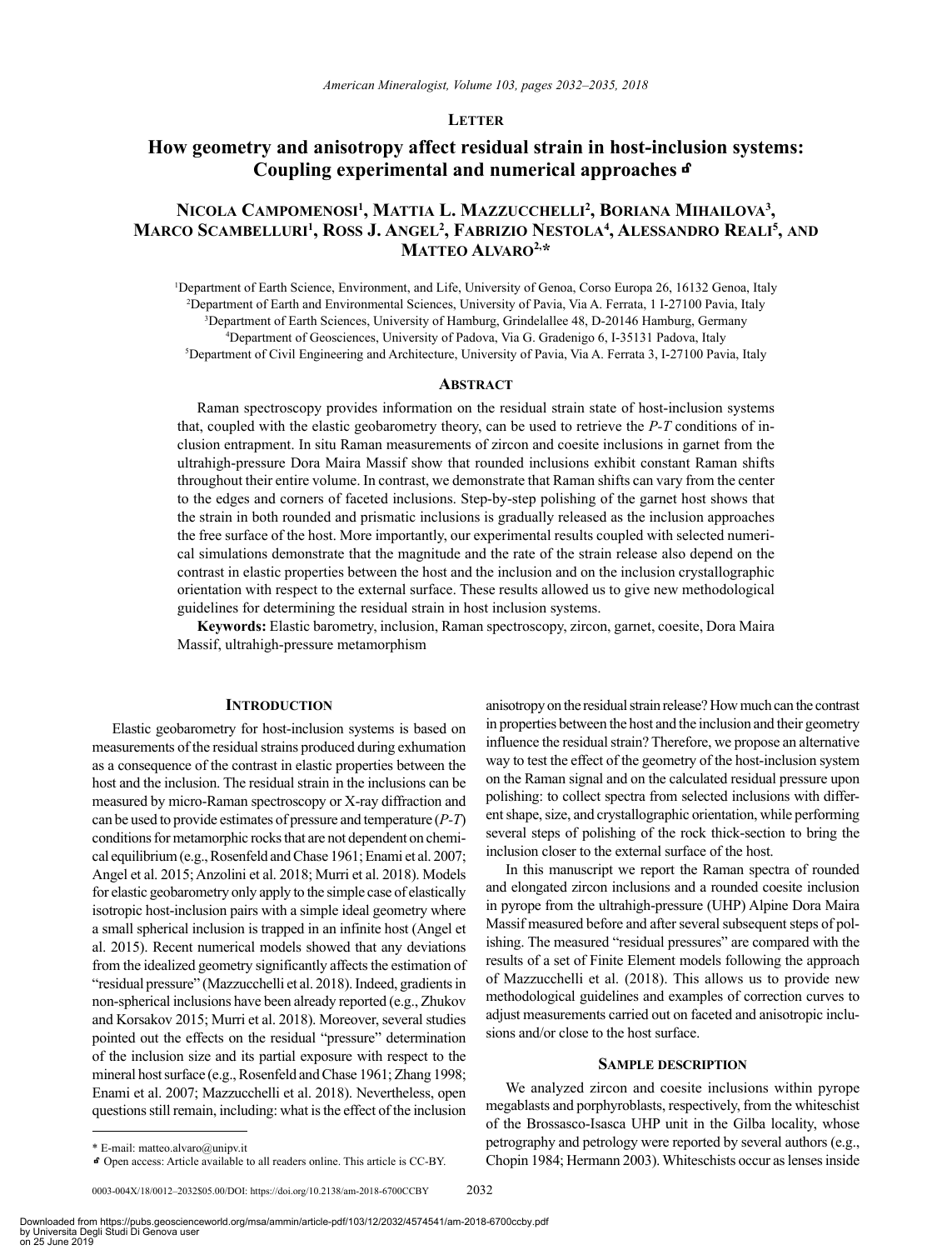**Letter**

# How geometry and anisotropy affect residual strain in host-inclusion systems: Coupling experimental and numerical approaches

**Nicola Campomenosi[1], Mattia L. Mazzucchelli[2], Boriana Mihailova[3], Marco Scambelluri[1], Ross J. Angel[2], Fabrizio Nestola[4], Alessandro Reali[5], and Matteo Alvaro[2,*]**

[1]Department of Earth Science, Environment, and Life, University of Genoa, Corso Europa 26, 16132 Genoa, Italy
[2]Department of Earth and Environmental Sciences, University of Pavia, Via A. Ferrata, 1 I-27100 Pavia, Italy
[3]Department of Earth Sciences, University of Hamburg, Grindelallee 48, D-20146 Hamburg, Germany
[4]Department of Geosciences, University of Padova, Via G. Gradenigo 6, I-35131 Padova, Italy
[5]Department of Civil Engineering and Architecture, University of Pavia, Via A. Ferrata 3, I-27100 Pavia, Italy

## Abstract

Raman spectroscopy provides information on the residual strain state of host-inclusion systems that, coupled with the elastic geobarometry theory, can be used to retrieve the *P-T* conditions of inclusion entrapment. In situ Raman measurements of zircon and coesite inclusions in garnet from the ultrahigh-pressure Dora Maira Massif show that rounded inclusions exhibit constant Raman shifts throughout their entire volume. In contrast, we demonstrate that Raman shifts can vary from the center to the edges and corners of faceted inclusions. Step-by-step polishing of the garnet host shows that the strain in both rounded and prismatic inclusions is gradually released as the inclusion approaches the free surface of the host. More importantly, our experimental results coupled with selected numerical simulations demonstrate that the magnitude and the rate of the strain release also depend on the contrast in elastic properties between the host and the inclusion and on the inclusion crystallographic orientation with respect to the external surface. These results allowed us to give new methodological guidelines for determining the residual strain in host inclusion systems.

**Keywords:** Elastic barometry, inclusion, Raman spectroscopy, zircon, garnet, coesite, Dora Maira Massif, ultrahigh-pressure metamorphism

## Introduction

Elastic geobarometry for host-inclusion systems is based on measurements of the residual strains produced during exhumation as a consequence of the contrast in elastic properties between the host and the inclusion. The residual strain in the inclusions can be measured by micro-Raman spectroscopy or X-ray diffraction and can be used to provide estimates of pressure and temperature (*P-T*) conditions for metamorphic rocks that are not dependent on chemical equilibrium (e.g., Rosenfeld and Chase 1961; Enami et al. 2007; Angel et al. 2015; Anzolini et al. 2018; Murri et al. 2018). Models for elastic geobarometry only apply to the simple case of elastically isotropic host-inclusion pairs with a simple ideal geometry where a small spherical inclusion is trapped in an infinite host (Angel et al. 2015). Recent numerical models showed that any deviations from the idealized geometry significantly affects the estimation of "residual pressure" (Mazzucchelli et al. 2018). Indeed, gradients in non-spherical inclusions have been already reported (e.g., Zhukov and Korsakov 2015; Murri et al. 2018). Moreover, several studies pointed out the effects on the residual "pressure" determination of the inclusion size and its partial exposure with respect to the mineral host surface (e.g., Rosenfeld and Chase 1961; Zhang 1998; Enami et al. 2007; Mazzucchelli et al. 2018). Nevertheless, open questions still remain, including: what is the effect of the inclusion anisotropy on the residual strain release? How much can the contrast in properties between the host and the inclusion and their geometry influence the residual strain? Therefore, we propose an alternative way to test the effect of the geometry of the host-inclusion system on the Raman signal and on the calculated residual pressure upon polishing: to collect spectra from selected inclusions with different shape, size, and crystallographic orientation, while performing several steps of polishing of the rock thick-section to bring the inclusion closer to the external surface of the host.

In this manuscript we report the Raman spectra of rounded and elongated zircon inclusions and a rounded coesite inclusion in pyrope from the ultrahigh-pressure (UHP) Alpine Dora Maira Massif measured before and after several subsequent steps of polishing. The measured "residual pressures" are compared with the results of a set of Finite Element models following the approach of Mazzucchelli et al. (2018). This allows us to provide new methodological guidelines and examples of correction curves to adjust measurements carried out on faceted and anisotropic inclusions and/or close to the host surface.

## Sample description

We analyzed zircon and coesite inclusions within pyrope megablasts and porphyroblasts, respectively, from the whiteschist of the Brossasco-Isasca UHP unit in the Gilba locality, whose petrography and petrology were reported by several authors (e.g., Chopin 1984; Hermann 2003). Whiteschists occur as lenses inside

* E-mail: matteo.alvaro@unipv.it
Open access: Article available to all readers online. This article is CC-BY.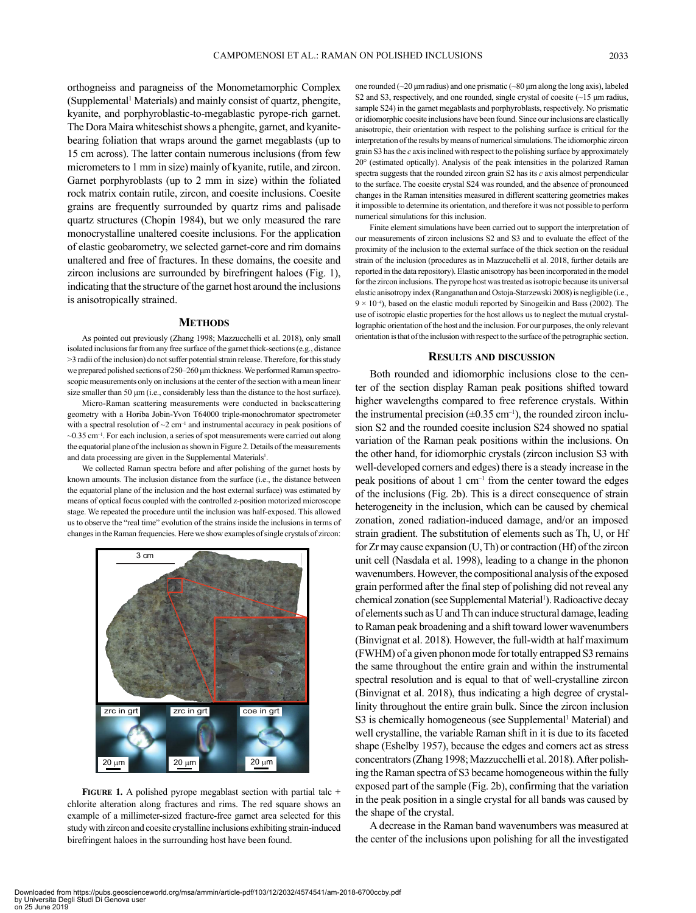orthogneiss and paragneiss of the Monometamorphic Complex (Supplemental[1] Materials) and mainly consist of quartz, phengite, kyanite, and porphyroblastic-to-megablastic pyrope-rich garnet. The Dora Maira whiteschist shows a phengite, garnet, and kyanite-bearing foliation that wraps around the garnet megablasts (up to 15 cm across). The latter contain numerous inclusions (from few micrometers to 1 mm in size) mainly of kyanite, rutile, and zircon. Garnet porphyroblasts (up to 2 mm in size) within the foliated rock matrix contain rutile, zircon, and coesite inclusions. Coesite grains are frequently surrounded by quartz rims and palisade quartz structures (Chopin 1984), but we only measured the rare monocrystalline unaltered coesite inclusions. For the application of elastic geobarometry, we selected garnet-core and rim domains unaltered and free of fractures. In these domains, the coesite and zircon inclusions are surrounded by birefringent haloes (Fig. 1), indicating that the structure of the garnet host around the inclusions is anisotropically strained.

## Methods

As pointed out previously (Zhang 1998; Mazzucchelli et al. 2018), only small isolated inclusions far from any free surface of the garnet thick-sections (e.g., distance >3 radii of the inclusion) do not suffer potential strain release. Therefore, for this study we prepared polished sections of 250–260 μm thickness. We performed Raman spectroscopic measurements only on inclusions at the center of the section with a mean linear size smaller than 50 μm (i.e., considerably less than the distance to the host surface).

Micro-Raman scattering measurements were conducted in backscattering geometry with a Horiba Jobin-Yvon T64000 triple-monochromator spectrometer with a spectral resolution of ~2 $cm^{-1}$ and instrumental accuracy in peak positions of ~0.35 $cm^{-1}$. For each inclusion, a series of spot measurements were carried out along the equatorial plane of the inclusion as shown in Figure 2. Details of the measurements and data processing are given in the Supplemental Materials[1].

We collected Raman spectra before and after polishing of the garnet hosts by known amounts. The inclusion distance from the surface (i.e., the distance between the equatorial plane of the inclusion and the host external surface) was estimated by means of optical focus coupled with the controlled z-position motorized microscope stage. We repeated the procedure until the inclusion was half-exposed. This allowed us to observe the "real time" evolution of the strains inside the inclusions in terms of changes in the Raman frequencies. Here we show examples of single crystals of zircon: one rounded (~20 μm radius) and one prismatic (~80 μm along the long axis), labeled S2 and S3, respectively, and one rounded, single crystal of coesite (~15 μm radius, sample S24) in the garnet megablasts and porphyroblasts, respectively. No prismatic or idiomorphic coesite inclusions have been found. Since our inclusions are elastically anisotropic, their orientation with respect to the polishing surface is critical for the interpretation of the results by means of numerical simulations. The idiomorphic zircon grain S3 has the *c* axis inclined with respect to the polishing surface by approximately 20° (estimated optically). Analysis of the peak intensities in the polarized Raman spectra suggests that the rounded zircon grain S2 has its *c* axis almost perpendicular to the surface. The coesite crystal S24 was rounded, and the absence of pronounced changes in the Raman intensities measured in different scattering geometries makes it impossible to determine its orientation, and therefore it was not possible to perform numerical simulations for this inclusion.

Finite element simulations have been carried out to support the interpretation of our measurements of zircon inclusions S2 and S3 and to evaluate the effect of the proximity of the inclusion to the external surface of the thick section on the residual strain of the inclusion (procedures as in Mazzucchelli et al. 2018, further details are reported in the data repository). Elastic anisotropy has been incorporated in the model for the zircon inclusions. The pyrope host was treated as isotropic because its universal elastic anisotropy index (Ranganathan and Ostoja-Starzewski 2008) is negligible (i.e., $9 \times 10^{-4}$), based on the elastic moduli reported by Sinogeikin and Bass (2002). The use of isotropic elastic properties for the host allows us to neglect the mutual crystallographic orientation of the host and the inclusion. For our purposes, the only relevant orientation is that of the inclusion with respect to the surface of the petrographic section.

**Figure 1.** A polished pyrope megablast section with partial talc + chlorite alteration along fractures and rims. The red square shows an example of a millimeter-sized fracture-free garnet area selected for this study with zircon and coesite crystalline inclusions exhibiting strain-induced birefringent haloes in the surrounding host have been found.

## Results and discussion

Both rounded and idiomorphic inclusions close to the center of the section display Raman peak positions shifted toward higher wavelengths compared to free reference crystals. Within the instrumental precision (±0.35 $cm^{-1}$), the rounded zircon inclusion S2 and the rounded coesite inclusion S24 showed no spatial variation of the Raman peak positions within the inclusions. On the other hand, for idiomorphic crystals (zircon inclusion S3 with well-developed corners and edges) there is a steady increase in the peak positions of about 1 $cm^{-1}$ from the center toward the edges of the inclusions (Fig. 2b). This is a direct consequence of strain heterogeneity in the inclusion, which can be caused by chemical zonation, zoned radiation-induced damage, and/or an imposed strain gradient. The substitution of elements such as Th, U, or Hf for Zr may cause expansion (U, Th) or contraction (Hf) of the zircon unit cell (Nasdala et al. 1998), leading to a change in the phonon wavenumbers. However, the compositional analysis of the exposed grain performed after the final step of polishing did not reveal any chemical zonation (see Supplemental Material[1]). Radioactive decay of elements such as U and Th can induce structural damage, leading to Raman peak broadening and a shift toward lower wavenumbers (Binvignat et al. 2018). However, the full-width at half maximum (FWHM) of a given phonon mode for totally entrapped S3 remains the same throughout the entire grain and within the instrumental spectral resolution and is equal to that of well-crystalline zircon (Binvignat et al. 2018), thus indicating a high degree of crystallinity throughout the entire grain bulk. Since the zircon inclusion S3 is chemically homogeneous (see Supplemental[1] Material) and well crystalline, the variable Raman shift in it is due to its faceted shape (Eshelby 1957), because the edges and corners act as stress concentrators (Zhang 1998; Mazzucchelli et al. 2018). After polishing the Raman spectra of S3 became homogeneous within the fully exposed part of the sample (Fig. 2b), confirming that the variation in the peak position in a single crystal for all bands was caused by the shape of the crystal.

A decrease in the Raman band wavenumbers was measured at the center of the inclusions upon polishing for all the investigated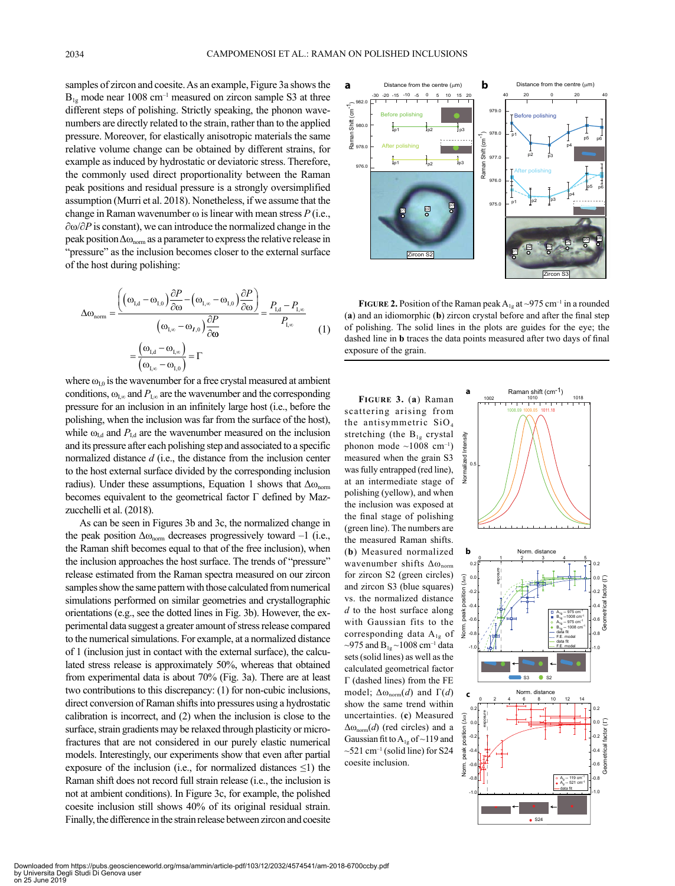samples of zircon and coesite. As an example, Figure 3a shows the $B_{1g}$ mode near 1008 cm$^{-1}$ measured on zircon sample S3 at three different steps of polishing. Strictly speaking, the phonon wavenumbers are directly related to the strain, rather than to the applied pressure. Moreover, for elastically anisotropic materials the same relative volume change can be obtained by different strains, for example as induced by hydrostatic or deviatoric stress. Therefore, the commonly used direct proportionality between the Raman peak positions and residual pressure is a strongly oversimplified assumption (Murri et al. 2018). Nonetheless, if we assume that the change in Raman wavenumber ω is linear with mean stress $P$ (i.e., $\partial\omega/\partial P$ is constant), we can introduce the normalized change in the peak position $\Delta\omega_{norm}$ as a parameter to express the relative release in "pressure" as the inclusion becomes closer to the external surface of the host during polishing:

$$\Delta\omega_{norm} = \frac{\left((\omega_{I,d}-\omega_{I,0})\frac{\partial P}{\partial\omega} - (\omega_{I,\infty}-\omega_{I,0})\frac{\partial P}{\partial\omega}\right)}{(\omega_{I,\infty}-\omega_{I,0})\frac{\partial P}{\partial\omega}} = \frac{P_{I,d}-P_{I,\infty}}{P_{I,\infty}} = \frac{(\omega_{I,d}-\omega_{I,\infty})}{(\omega_{I,\infty}-\omega_{I,0})} = \Gamma \quad (1)$$

where $\omega_{I,0}$ is the wavenumber for a free crystal measured at ambient conditions, $\omega_{I,\infty}$ and $P_{I,\infty}$ are the wavenumber and the corresponding pressure for an inclusion in an infinitely large host (i.e., before the polishing, when the inclusion was far from the surface of the host), while $\omega_{I,d}$ and $P_{I,d}$ are the wavenumber measured on the inclusion and its pressure after each polishing step and associated to a specific normalized distance $d$ (i.e., the distance from the inclusion center to the host external surface divided by the corresponding inclusion radius). Under these assumptions, Equation 1 shows that $\Delta\omega_{norm}$ becomes equivalent to the geometrical factor Γ defined by Mazzucchelli et al. (2018).

As can be seen in Figures 3b and 3c, the normalized change in the peak position $\Delta\omega_{norm}$ decreases progressively toward –1 (i.e., the Raman shift becomes equal to that of the free inclusion), when the inclusion approaches the host surface. The trends of "pressure" release estimated from the Raman spectra measured on our zircon samples show the same pattern with those calculated from numerical simulations performed on similar geometries and crystallographic orientations (e.g., see the dotted lines in Fig. 3b). However, the experimental data suggest a greater amount of stress release compared to the numerical simulations. For example, at a normalized distance of 1 (inclusion just in contact with the external surface), the calculated stress release is approximately 50%, whereas that obtained from experimental data is about 70% (Fig. 3a). There are at least two contributions to this discrepancy: (1) for non-cubic inclusions, direct conversion of Raman shifts into pressures using a hydrostatic calibration is incorrect, and (2) when the inclusion is close to the surface, strain gradients may be relaxed through plasticity or microfractures that are not considered in our purely elastic numerical models. Interestingly, our experiments show that even after partial exposure of the inclusion (i.e., for normalized distances ≤1) the Raman shift does not record full strain release (i.e., the inclusion is not at ambient conditions). In Figure 3c, for example, the polished coesite inclusion still shows 40% of its original residual strain. Finally, the difference in the strain release between zircon and coesite

**Figure 2.** Position of the Raman peak $A_{1g}$ at ~975 cm$^{-1}$ in a rounded (**a**) and an idiomorphic (**b**) zircon crystal before and after the final step of polishing. The solid lines in the plots are guides for the eye; the dashed line in **b** traces the data points measured after two days of final exposure of the grain.

**Figure 3.** (**a**) Raman scattering arising from the antisymmetric $SiO_4$ stretching (the $B_{1g}$ crystal phonon mode ~1008 cm$^{-1}$) measured when the grain S3 was fully entrapped (red line), at an intermediate stage of polishing (yellow), and when the inclusion was exposed at the final stage of polishing (green line). The numbers are the measured Raman shifts. (**b**) Measured normalized wavenumber shifts $\Delta\omega_{norm}$ for zircon S2 (green circles) and zircon S3 (blue squares) vs. the normalized distance $d$ to the host surface along with Gaussian fits to the corresponding data $A_{1g}$ of ~975 and $B_{1g}$ ~1008 cm$^{-1}$ data sets (solid lines) as well as the calculated geometrical factor Γ (dashed lines) from the FE model; $\Delta\omega_{norm}(d)$ and $\Gamma(d)$ show the same trend within uncertainties. (**c**) Measured $\Delta\omega_{norm}(d)$ (red circles) and a Gaussian fit to $A_{1g}$ of ~119 and ~521 cm$^{-1}$ (solid line) for S24 coesite inclusion.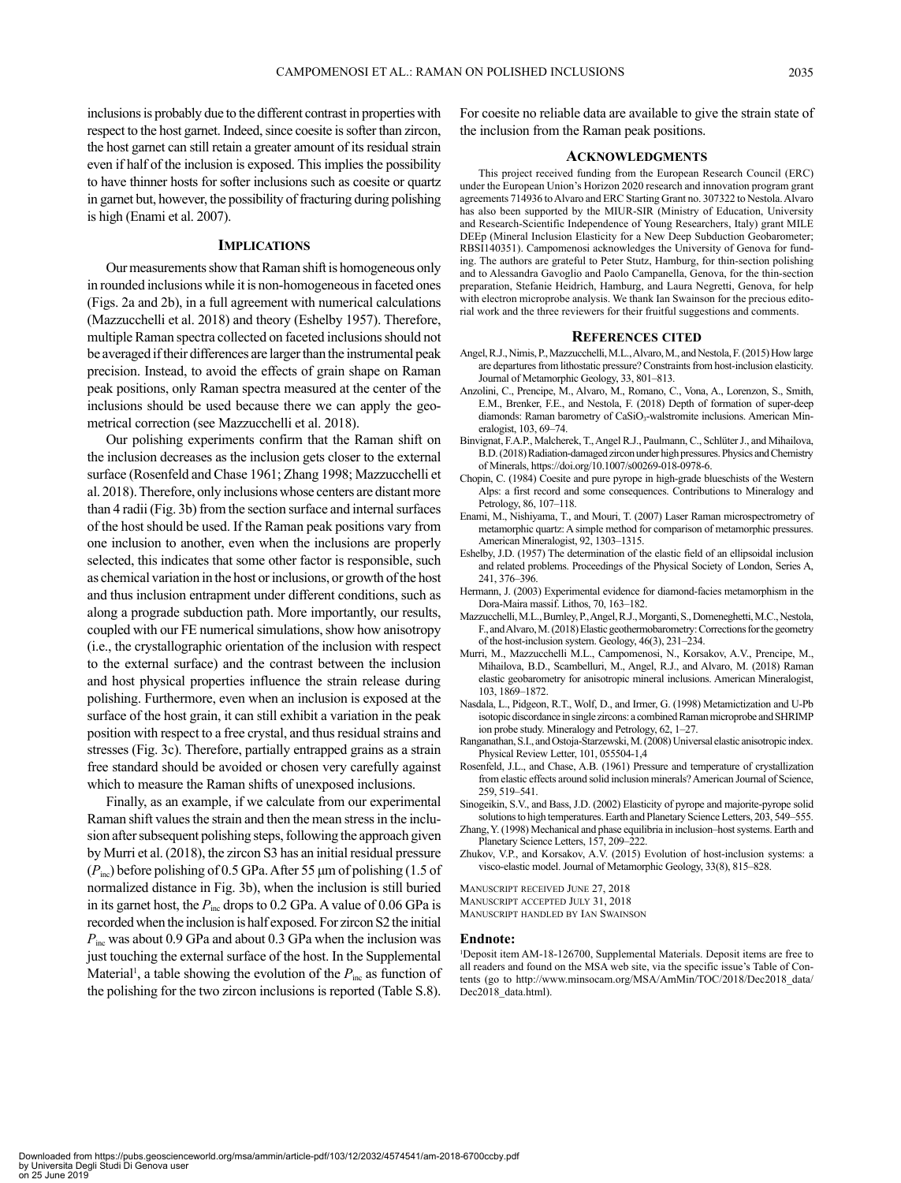inclusions is probably due to the different contrast in properties with respect to the host garnet. Indeed, since coesite is softer than zircon, the host garnet can still retain a greater amount of its residual strain even if half of the inclusion is exposed. This implies the possibility to have thinner hosts for softer inclusions such as coesite or quartz in garnet but, however, the possibility of fracturing during polishing is high (Enami et al. 2007).

## Implications

Our measurements show that Raman shift is homogeneous only in rounded inclusions while it is non-homogeneous in faceted ones (Figs. 2a and 2b), in a full agreement with numerical calculations (Mazzucchelli et al. 2018) and theory (Eshelby 1957). Therefore, multiple Raman spectra collected on faceted inclusions should not be averaged if their differences are larger than the instrumental peak precision. Instead, to avoid the effects of grain shape on Raman peak positions, only Raman spectra measured at the center of the inclusions should be used because there we can apply the geometrical correction (see Mazzucchelli et al. 2018).

Our polishing experiments confirm that the Raman shift on the inclusion decreases as the inclusion gets closer to the external surface (Rosenfeld and Chase 1961; Zhang 1998; Mazzucchelli et al. 2018). Therefore, only inclusions whose centers are distant more than 4 radii (Fig. 3b) from the section surface and internal surfaces of the host should be used. If the Raman peak positions vary from one inclusion to another, even when the inclusions are properly selected, this indicates that some other factor is responsible, such as chemical variation in the host or inclusions, or growth of the host and thus inclusion entrapment under different conditions, such as along a prograde subduction path. More importantly, our results, coupled with our FE numerical simulations, show how anisotropy (i.e., the crystallographic orientation of the inclusion with respect to the external surface) and the contrast between the inclusion and host physical properties influence the strain release during polishing. Furthermore, even when an inclusion is exposed at the surface of the host grain, it can still exhibit a variation in the peak position with respect to a free crystal, and thus residual strains and stresses (Fig. 3c). Therefore, partially entrapped grains as a strain free standard should be avoided or chosen very carefully against which to measure the Raman shifts of unexposed inclusions.

Finally, as an example, if we calculate from our experimental Raman shift values the strain and then the mean stress in the inclusion after subsequent polishing steps, following the approach given by Murri et al. (2018), the zircon S3 has an initial residual pressure ($P_{inc}$) before polishing of 0.5 GPa. After 55 μm of polishing (1.5 of normalized distance in Fig. 3b), when the inclusion is still buried in its garnet host, the $P_{inc}$ drops to 0.2 GPa. A value of 0.06 GPa is recorded when the inclusion is half exposed. For zircon S2 the initial $P_{inc}$ was about 0.9 GPa and about 0.3 GPa when the inclusion was just touching the external surface of the host. In the Supplemental Material[1], a table showing the evolution of the $P_{inc}$ as function of the polishing for the two zircon inclusions is reported (Table S.8). For coesite no reliable data are available to give the strain state of the inclusion from the Raman peak positions.

## Acknowledgments

This project received funding from the European Research Council (ERC) under the European Union's Horizon 2020 research and innovation program grant agreements 714936 to Alvaro and ERC Starting Grant no. 307322 to Nestola. Alvaro has also been supported by the MIUR-SIR (Ministry of Education, University and Research-Scientific Independence of Young Researchers, Italy) grant MILE DEEp (Mineral Inclusion Elasticity for a New Deep Subduction Geobarometer; RBSI140351). Campomenosi acknowledges the University of Genova for funding. The authors are grateful to Peter Stutz, Hamburg, for thin-section polishing and to Alessandra Gavoglio and Paolo Campanella, Genova, for the thin-section preparation, Stefanie Heidrich, Hamburg, and Laura Negretti, Genova, for help with electron microprobe analysis. We thank Ian Swainson for the precious editorial work and the three reviewers for their fruitful suggestions and comments.

## References cited

Angel, R.J., Nimis, P., Mazzucchelli, M.L., Alvaro, M., and Nestola, F. (2015) How large are departures from lithostatic pressure? Constraints from host-inclusion elasticity. Journal of Metamorphic Geology, 33, 801–813.

Anzolini, C., Prencipe, M., Alvaro, M., Romano, C., Vona, A., Lorenzon, S., Smith, E.M., Brenker, F.E., and Nestola, F. (2018) Depth of formation of super-deep diamonds: Raman barometry of $CaSiO_3$-walstromite inclusions. American Mineralogist, 103, 69–74.

Binvignat, F.A.P., Malcherek, T., Angel R.J., Paulmann, C., Schlüter J., and Mihailova, B.D. (2018) Radiation-damaged zircon under high pressures. Physics and Chemistry of Minerals, https://doi.org/10.1007/s00269-018-0978-6.

Chopin, C. (1984) Coesite and pure pyrope in high-grade blueschists of the Western Alps: a first record and some consequences. Contributions to Mineralogy and Petrology, 86, 107–118.

Enami, M., Nishiyama, T., and Mouri, T. (2007) Laser Raman microspectrometry of metamorphic quartz: A simple method for comparison of metamorphic pressures. American Mineralogist, 92, 1303–1315.

Eshelby, J.D. (1957) The determination of the elastic field of an ellipsoidal inclusion and related problems. Proceedings of the Physical Society of London, Series A, 241, 376–396.

Hermann, J. (2003) Experimental evidence for diamond-facies metamorphism in the Dora-Maira massif. Lithos, 70, 163–182.

Mazzucchelli, M.L., Burnley, P., Angel, R.J., Morganti, S., Domeneghetti, M.C., Nestola, F., and Alvaro, M. (2018) Elastic geothermobarometry: Corrections for the geometry of the host-inclusion system. Geology, 46(3), 231–234.

Murri, M., Mazzucchelli M.L., Campomenosi, N., Korsakov, A.V., Prencipe, M., Mihailova, B.D., Scambelluri, M., Angel, R.J., and Alvaro, M. (2018) Raman elastic geobarometry for anisotropic mineral inclusions. American Mineralogist, 103, 1869–1872.

Nasdala, L., Pidgeon, R.T., Wolf, D., and Irmer, G. (1998) Metamictization and U-Pb isotopic discordance in single zircons: a combined Raman microprobe and SHRIMP ion probe study. Mineralogy and Petrology, 62, 1–27.

Ranganathan, S.I., and Ostoja-Starzewski, M. (2008) Universal elastic anisotropic index. Physical Review Letter, 101, 055504-1,4

Rosenfeld, J.L., and Chase, A.B. (1961) Pressure and temperature of crystallization from elastic effects around solid inclusion minerals? American Journal of Science, 259, 519–541.

Sinogeikin, S.V., and Bass, J.D. (2002) Elasticity of pyrope and majorite-pyrope solid solutions to high temperatures. Earth and Planetary Science Letters, 203, 549–555.

Zhang, Y. (1998) Mechanical and phase equilibria in inclusion–host systems. Earth and Planetary Science Letters, 157, 209–222.

Zhukov, V.P., and Korsakov, A.V. (2015) Evolution of host-inclusion systems: a visco-elastic model. Journal of Metamorphic Geology, 33(8), 815–828.

Manuscript received June 27, 2018
Manuscript accepted July 31, 2018
Manuscript handled by Ian Swainson

## Endnote:

[1]Deposit item AM-18-126700, Supplemental Materials. Deposit items are free to all readers and found on the MSA web site, via the specific issue's Table of Contents (go to http://www.minsocam.org/MSA/AmMin/TOC/2018/Dec2018_data/Dec2018_data.html).